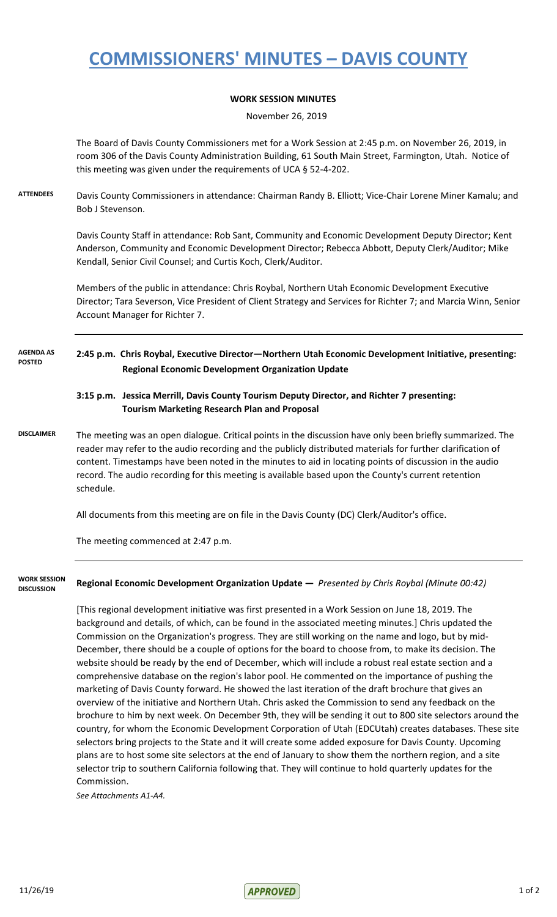# COMMISSIONERS' MINUTES – DAVIS COUNTY

**WORK SESSION MINUTES**

November 26, 2019

The Board of Davis County Commissioners met for a Work Session at 2:45 p.m. on November 26, 2019, in room 306 of the Davis County Administration Building, 61 South Main Street, Farmington, Utah. Notice of this meeting was given under the requirements of UCA § 52-4-202.

**ATTENDEES**

Davis County Commissioners in attendance: Chairman Randy B. Elliott; Vice-Chair Lorene Miner Kamalu; and Bob J Stevenson.

Davis County Staff in attendance: Rob Sant, Community and Economic Development Deputy Director; Kent Anderson, Community and Economic Development Director; Rebecca Abbott, Deputy Clerk/Auditor; Mike Kendall, Senior Civil Counsel; and Curtis Koch, Clerk/Auditor.

Members of the public in attendance: Chris Roybal, Northern Utah Economic Development Executive Director; Tara Severson, Vice President of Client Strategy and Services for Richter 7; and Marcia Winn, Senior Account Manager for Richter 7.

**AGENDA AS POSTED**

**2:45 p.m. Chris Roybal, Executive Director—Northern Utah Economic Development Initiative, presenting: Regional Economic Development Organization Update**

**3:15 p.m. Jessica Merrill, Davis County Tourism Deputy Director, and Richter 7 presenting: Tourism Marketing Research Plan and Proposal**

**DISCLAIMER**

The meeting was an open dialogue. Critical points in the discussion have only been briefly summarized. The reader may refer to the audio recording and the publicly distributed materials for further clarification of content. Timestamps have been noted in the minutes to aid in locating points of discussion in the audio record. The audio recording for this meeting is available based upon the County's current retention schedule.

All documents from this meeting are on file in the Davis County (DC) Clerk/Auditor's office.

The meeting commenced at 2:47 p.m.

**WORK SESSION DISCUSSION**

**Regional Economic Development Organization Update —** *Presented by Chris Roybal (Minute 00:42)*

[This regional development initiative was first presented in a Work Session on June 18, 2019. The background and details, of which, can be found in the associated meeting minutes.] Chris updated the Commission on the Organization's progress. They are still working on the name and logo, but by mid-December, there should be a couple of options for the board to choose from, to make its decision. The website should be ready by the end of December, which will include a robust real estate section and a comprehensive database on the region's labor pool. He commented on the importance of pushing the marketing of Davis County forward. He showed the last iteration of the draft brochure that gives an overview of the initiative and Northern Utah. Chris asked the Commission to send any feedback on the brochure to him by next week. On December 9th, they will be sending it out to 800 site selectors around the country, for whom the Economic Development Corporation of Utah (EDCUtah) creates databases. These site selectors bring projects to the State and it will create some added exposure for Davis County. Upcoming plans are to host some site selectors at the end of January to show them the northern region, and a site selector trip to southern California following that. They will continue to hold quarterly updates for the Commission.

*See Attachments A1-A4.*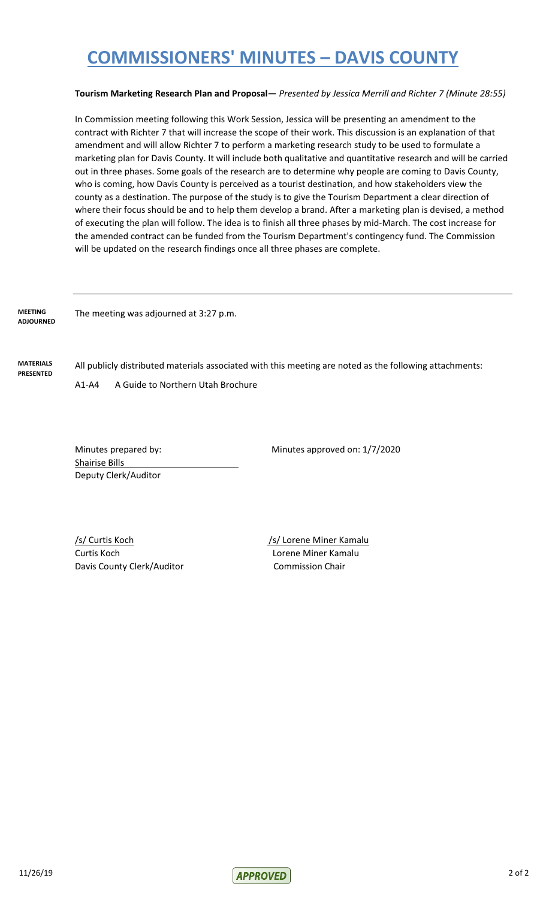# COMMISSIONERS' MINUTES – DAVIS COUNTY

**Tourism Marketing Research Plan and Proposal—** *Presented by Jessica Merrill and Richter 7 (Minute 28:55)*

In Commission meeting following this Work Session, Jessica will be presenting an amendment to the contract with Richter 7 that will increase the scope of their work. This discussion is an explanation of that amendment and will allow Richter 7 to perform a marketing research study to be used to formulate a marketing plan for Davis County. It will include both qualitative and quantitative research and will be carried out in three phases. Some goals of the research are to determine why people are coming to Davis County, who is coming, how Davis County is perceived as a tourist destination, and how stakeholders view the county as a destination. The purpose of the study is to give the Tourism Department a clear direction of where their focus should be and to help them develop a brand. After a marketing plan is devised, a method of executing the plan will follow. The idea is to finish all three phases by mid-March. The cost increase for the amended contract can be funded from the Tourism Department's contingency fund. The Commission will be updated on the research findings once all three phases are complete.

---

**MEETING ADJOURNED**

The meeting was adjourned at 3:27 p.m.

**MATERIALS PRESENTED**

All publicly distributed materials associated with this meeting are noted as the following attachments:

A1-A4 A Guide to Northern Utah Brochure

Minutes prepared by: Shairise Bills
Deputy Clerk/Auditor

Minutes approved on: 1/7/2020

/s/ Curtis Koch
Curtis Koch
Davis County Clerk/Auditor

/s/ Lorene Miner Kamalu
Lorene Miner Kamalu
Commission Chair

11/26/19

**APPROVED**